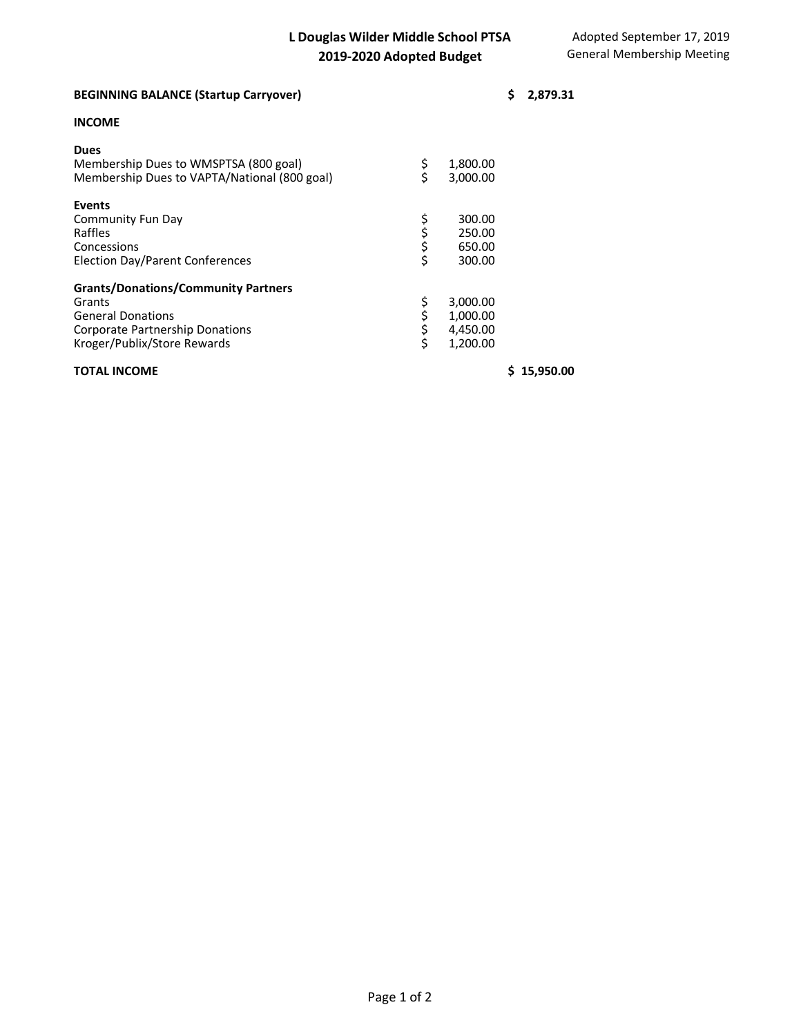**L Douglas Wilder Middle School PTSA**
**2019-2020 Adopted Budget**

Adopted September 17, 2019
General Membership Meeting

| | | |
|---|---|---|
| **BEGINNING BALANCE (Startup Carryover)** | | **$ 2,879.31** |
| **INCOME** | | |
| **Dues** | | |
| Membership Dues to WMSPTSA (800 goal) | $ 1,800.00 | |
| Membership Dues to VAPTA/National (800 goal) | $ 3,000.00 | |
| **Events** | | |
| Community Fun Day | $ 300.00 | |
| Raffles | $ 250.00 | |
| Concessions | $ 650.00 | |
| Election Day/Parent Conferences | $ 300.00 | |
| **Grants/Donations/Community Partners** | | |
| Grants | $ 3,000.00 | |
| General Donations | $ 1,000.00 | |
| Corporate Partnership Donations | $ 4,450.00 | |
| Kroger/Publix/Store Rewards | $ 1,200.00 | |
| **TOTAL INCOME** | | **$ 15,950.00** |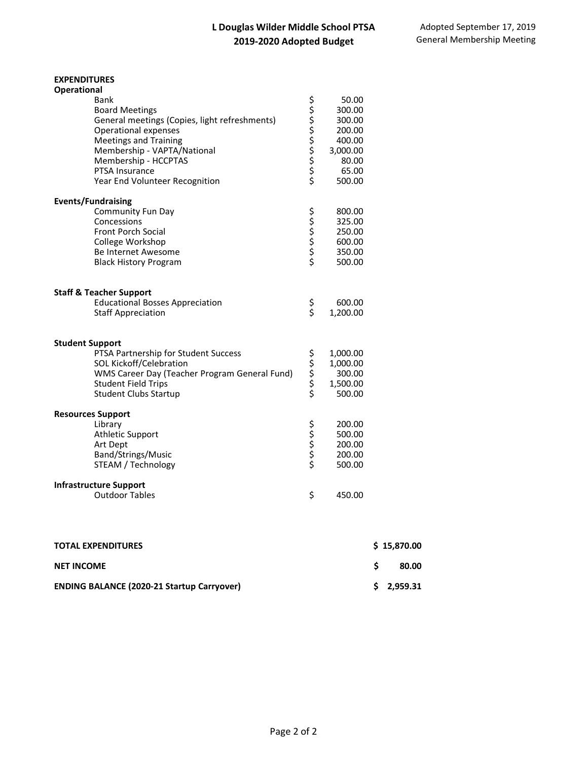**L Douglas Wilder Middle School PTSA**
**2019-2020 Adopted Budget**

Adopted September 17, 2019
General Membership Meeting

| | | |
|---|---|---|
| **EXPENDITURES** | | |
| **Operational** | | |
| Bank | $ 50.00 | |
| Board Meetings | $ 300.00 | |
| General meetings (Copies, light refreshments) | $ 300.00 | |
| Operational expenses | $ 200.00 | |
| Meetings and Training | $ 400.00 | |
| Membership - VAPTA/National | $ 3,000.00 | |
| Membership - HCCPTAS | $ 80.00 | |
| PTSA Insurance | $ 65.00 | |
| Year End Volunteer Recognition | $ 500.00 | |
| **Events/Fundraising** | | |
| Community Fun Day | $ 800.00 | |
| Concessions | $ 325.00 | |
| Front Porch Social | $ 250.00 | |
| College Workshop | $ 600.00 | |
| Be Internet Awesome | $ 350.00 | |
| Black History Program | $ 500.00 | |
| **Staff & Teacher Support** | | |
| Educational Bosses Appreciation | $ 600.00 | |
| Staff Appreciation | $ 1,200.00 | |
| **Student Support** | | |
| PTSA Partnership for Student Success | $ 1,000.00 | |
| SOL Kickoff/Celebration | $ 1,000.00 | |
| WMS Career Day (Teacher Program General Fund) | $ 300.00 | |
| Student Field Trips | $ 1,500.00 | |
| Student Clubs Startup | $ 500.00 | |
| **Resources Support** | | |
| Library | $ 200.00 | |
| Athletic Support | $ 500.00 | |
| Art Dept | $ 200.00 | |
| Band/Strings/Music | $ 200.00 | |
| STEAM / Technology | $ 500.00 | |
| **Infrastructure Support** | | |
| Outdoor Tables | $ 450.00 | |
| **TOTAL EXPENDITURES** | | **$ 15,870.00** |
| **NET INCOME** | | **$ 80.00** |
| **ENDING BALANCE (2020-21 Startup Carryover)** | | **$ 2,959.31** |